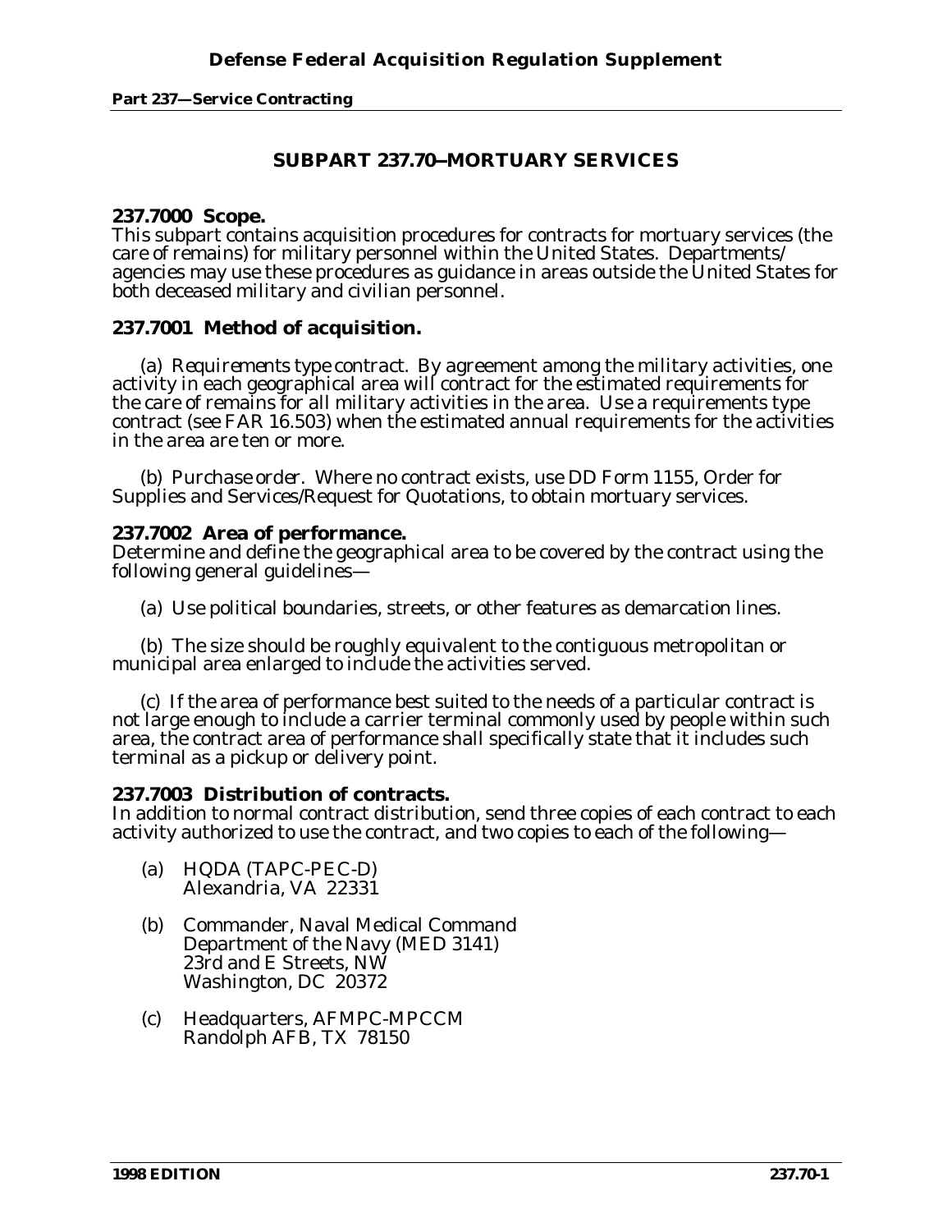## SUBPART 237.70—MORTUARY SERVICES

### 237.7000 Scope.

This subpart contains acquisition procedures for contracts for mortuary services (the care of remains) for military personnel within the United States. Departments/ agencies may use these procedures as guidance in areas outside the United States for both deceased military and civilian personnel.

### 237.7001 Method of acquisition.

(a) *Requirements type contract.* By agreement among the military activities, one activity in each geographical area will contract for the estimated requirements for the care of remains for all military activities in the area. Use a requirements type contract (see FAR 16.503) when the estimated annual requirements for the activities in the area are ten or more.

(b) *Purchase order.* Where no contract exists, use DD Form 1155, Order for Supplies and Services/Request for Quotations, to obtain mortuary services.

### 237.7002 Area of performance.

Determine and define the geographical area to be covered by the contract using the following general guidelines—

(a) Use political boundaries, streets, or other features as demarcation lines.

(b) The size should be roughly equivalent to the contiguous metropolitan or municipal area enlarged to include the activities served.

(c) If the area of performance best suited to the needs of a particular contract is not large enough to include a carrier terminal commonly used by people within such area, the contract area of performance shall specifically state that it includes such terminal as a pickup or delivery point.

### 237.7003 Distribution of contracts.

In addition to normal contract distribution, send three copies of each contract to each activity authorized to use the contract, and two copies to each of the following—

(a) HQDA (TAPC-PEC-D)
Alexandria, VA 22331

(b) Commander, Naval Medical Command
Department of the Navy (MED 3141)
23rd and E Streets, NW
Washington, DC 20372

(c) Headquarters, AFMPC-MPCCM
Randolph AFB, TX 78150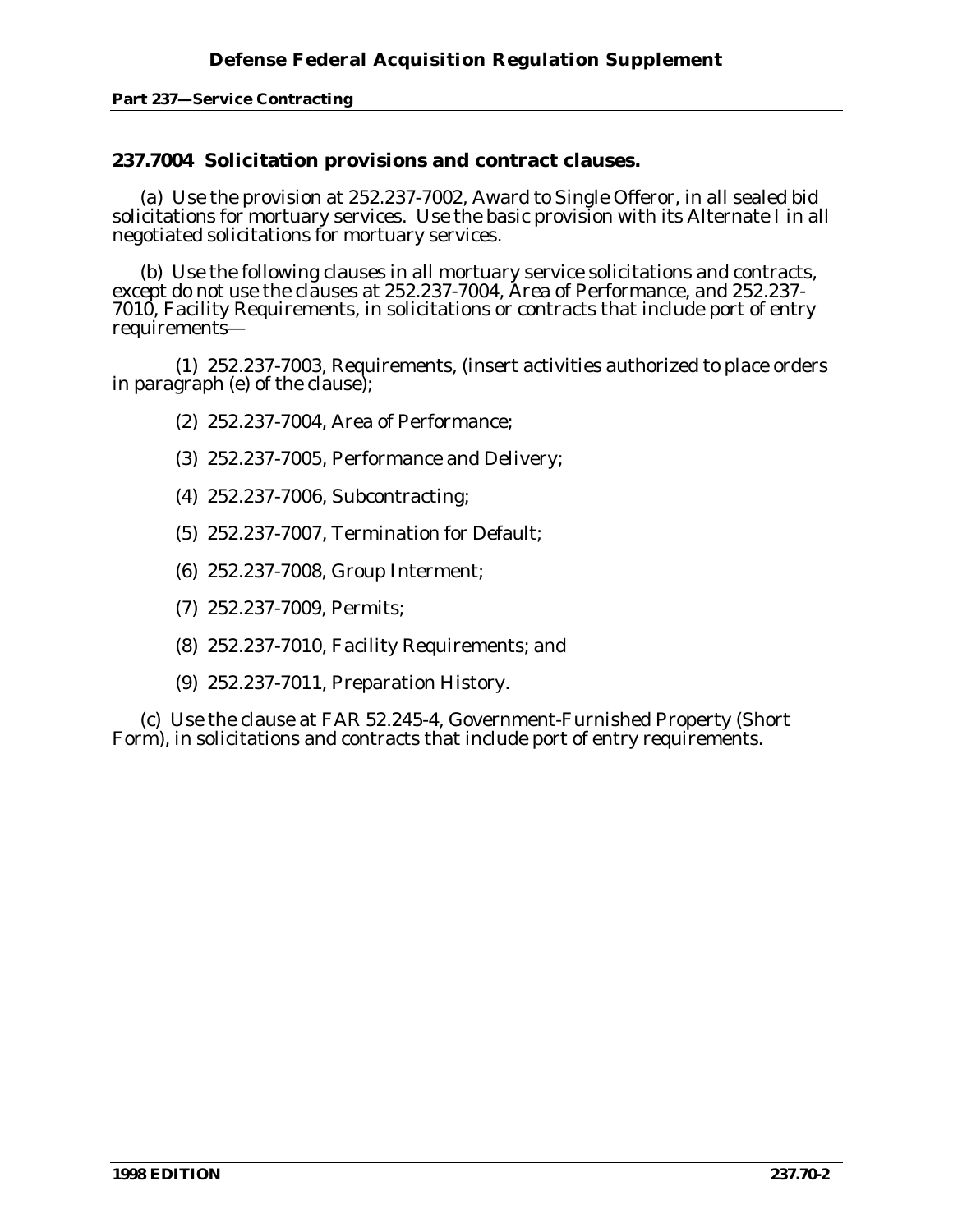## 237.7004 Solicitation provisions and contract clauses.

(a) Use the provision at 252.237-7002, Award to Single Offeror, in all sealed bid solicitations for mortuary services. Use the basic provision with its Alternate I in all negotiated solicitations for mortuary services.

(b) Use the following clauses in all mortuary service solicitations and contracts, except do not use the clauses at 252.237-7004, Area of Performance, and 252.237-7010, Facility Requirements, in solicitations or contracts that include port of entry requirements—

(1) 252.237-7003, Requirements, (insert activities authorized to place orders in paragraph (e) of the clause);

(2) 252.237-7004, Area of Performance;

(3) 252.237-7005, Performance and Delivery;

(4) 252.237-7006, Subcontracting;

(5) 252.237-7007, Termination for Default;

(6) 252.237-7008, Group Interment;

(7) 252.237-7009, Permits;

(8) 252.237-7010, Facility Requirements; and

(9) 252.237-7011, Preparation History.

(c) Use the clause at FAR 52.245-4, Government-Furnished Property (Short Form), in solicitations and contracts that include port of entry requirements.